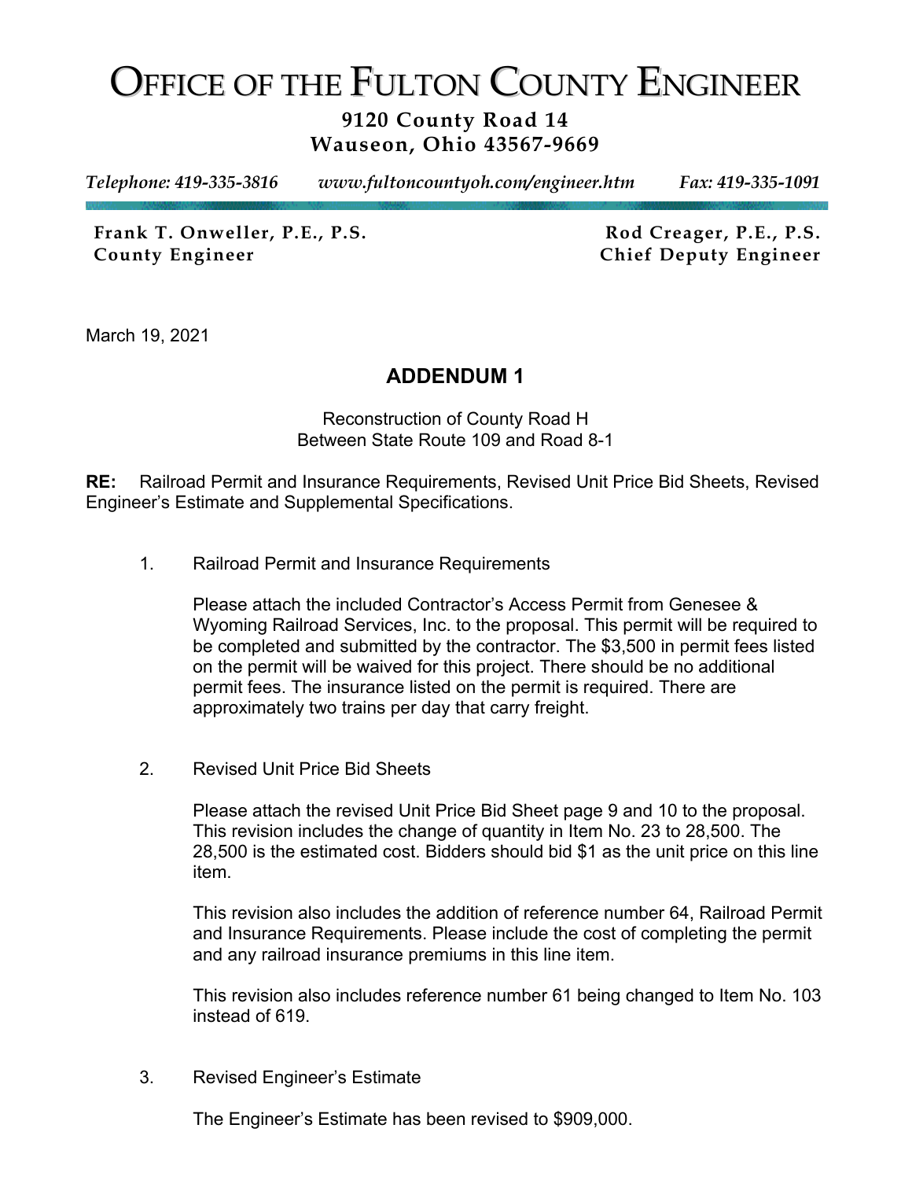# OFFICE OF THE FULTON COUNTY ENGINEER

**9120 County Road 14**
**Wauseon, Ohio 43567-9669**

*Telephone: 419-335-3816* *www.fultoncountyoh.com/engineer.htm* *Fax: 419-335-1091*

**Frank T. Onweller, P.E., P.S.**
**County Engineer**

**Rod Creager, P.E., P.S.**
**Chief Deputy Engineer**

March 19, 2021

## ADDENDUM 1

Reconstruction of County Road H
Between State Route 109 and Road 8-1

**RE:** Railroad Permit and Insurance Requirements, Revised Unit Price Bid Sheets, Revised Engineer's Estimate and Supplemental Specifications.

1. Railroad Permit and Insurance Requirements

   Please attach the included Contractor's Access Permit from Genesee & Wyoming Railroad Services, Inc. to the proposal. This permit will be required to be completed and submitted by the contractor. The $3,500 in permit fees listed on the permit will be waived for this project. There should be no additional permit fees. The insurance listed on the permit is required. There are approximately two trains per day that carry freight.

2. Revised Unit Price Bid Sheets

   Please attach the revised Unit Price Bid Sheet page 9 and 10 to the proposal. This revision includes the change of quantity in Item No. 23 to 28,500. The 28,500 is the estimated cost. Bidders should bid $1 as the unit price on this line item.

   This revision also includes the addition of reference number 64, Railroad Permit and Insurance Requirements. Please include the cost of completing the permit and any railroad insurance premiums in this line item.

   This revision also includes reference number 61 being changed to Item No. 103 instead of 619.

3. Revised Engineer's Estimate

   The Engineer's Estimate has been revised to $909,000.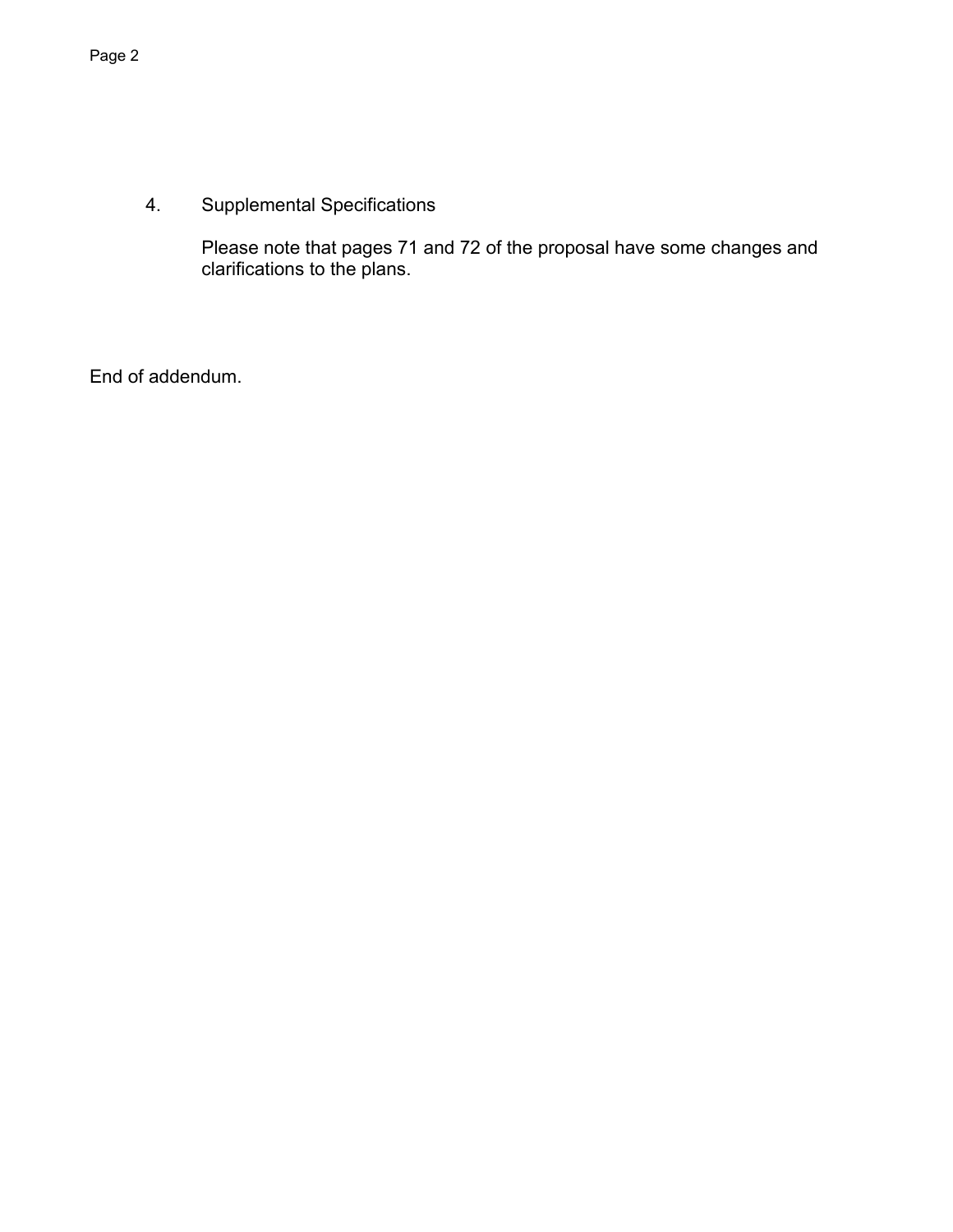4. Supplemental Specifications

   Please note that pages 71 and 72 of the proposal have some changes and clarifications to the plans.

End of addendum.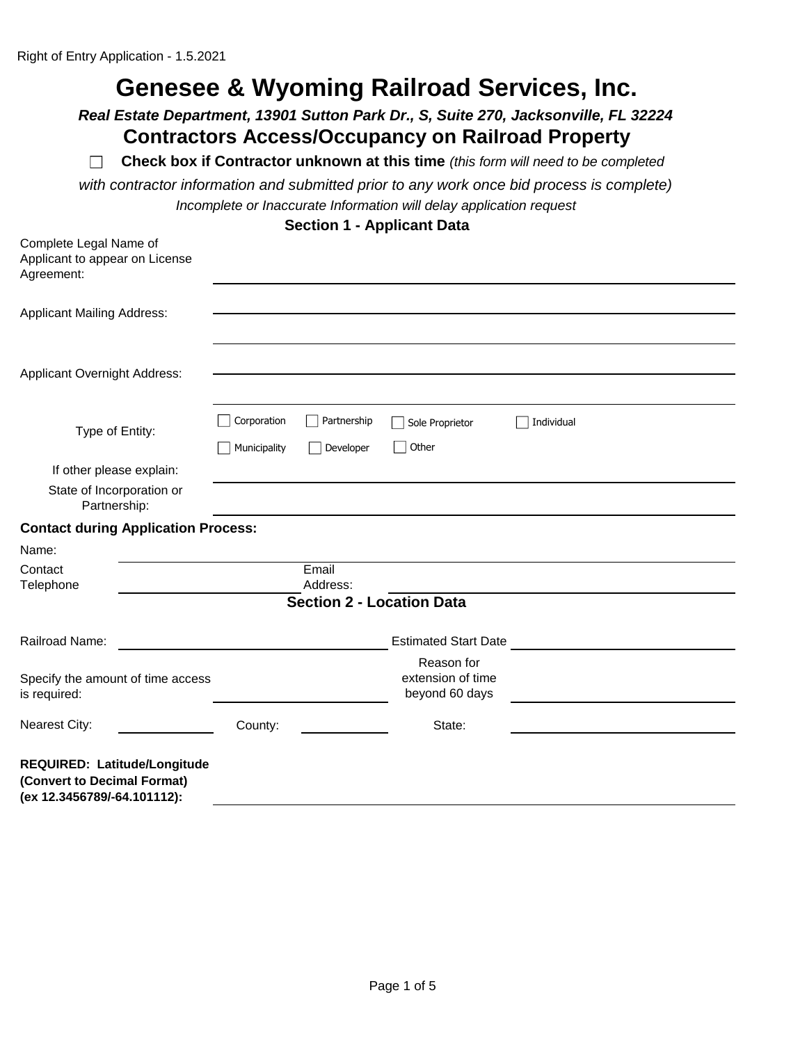Right of Entry Application - 1.5.2021

# Genesee & Wyoming Railroad Services, Inc.

***Real Estate Department, 13901 Sutton Park Dr., S, Suite 270, Jacksonville, FL 32224***

## Contractors Access/Occupancy on Railroad Property

☐ **Check box if Contractor unknown at this time** *(this form will need to be completed with contractor information and submitted prior to any work once bid process is complete)*

*Incomplete or Inaccurate Information will delay application request*

### Section 1 - Applicant Data

Complete Legal Name of Applicant to appear on License Agreement: ______________________

Applicant Mailing Address: ______________________

______________________

Applicant Overnight Address: ______________________

______________________

Type of Entity: ☐ Corporation ☐ Partnership ☐ Sole Proprietor ☐ Individual ☐ Municipality ☐ Developer ☐ Other

If other please explain: ______________________

State of Incorporation or Partnership: ______________________

**Contact during Application Process:**

Name: ______________________

Contact Telephone ______________ Email Address: ______________________

### Section 2 - Location Data

Railroad Name: ______________________ Estimated Start Date ______________________

Specify the amount of time access is required: ______________ Reason for extension of time beyond 60 days ______________

Nearest City: ______________ County: ______________ State: ______________

**REQUIRED: Latitude/Longitude (Convert to Decimal Format) (ex 12.3456789/-64.101112):** ______________________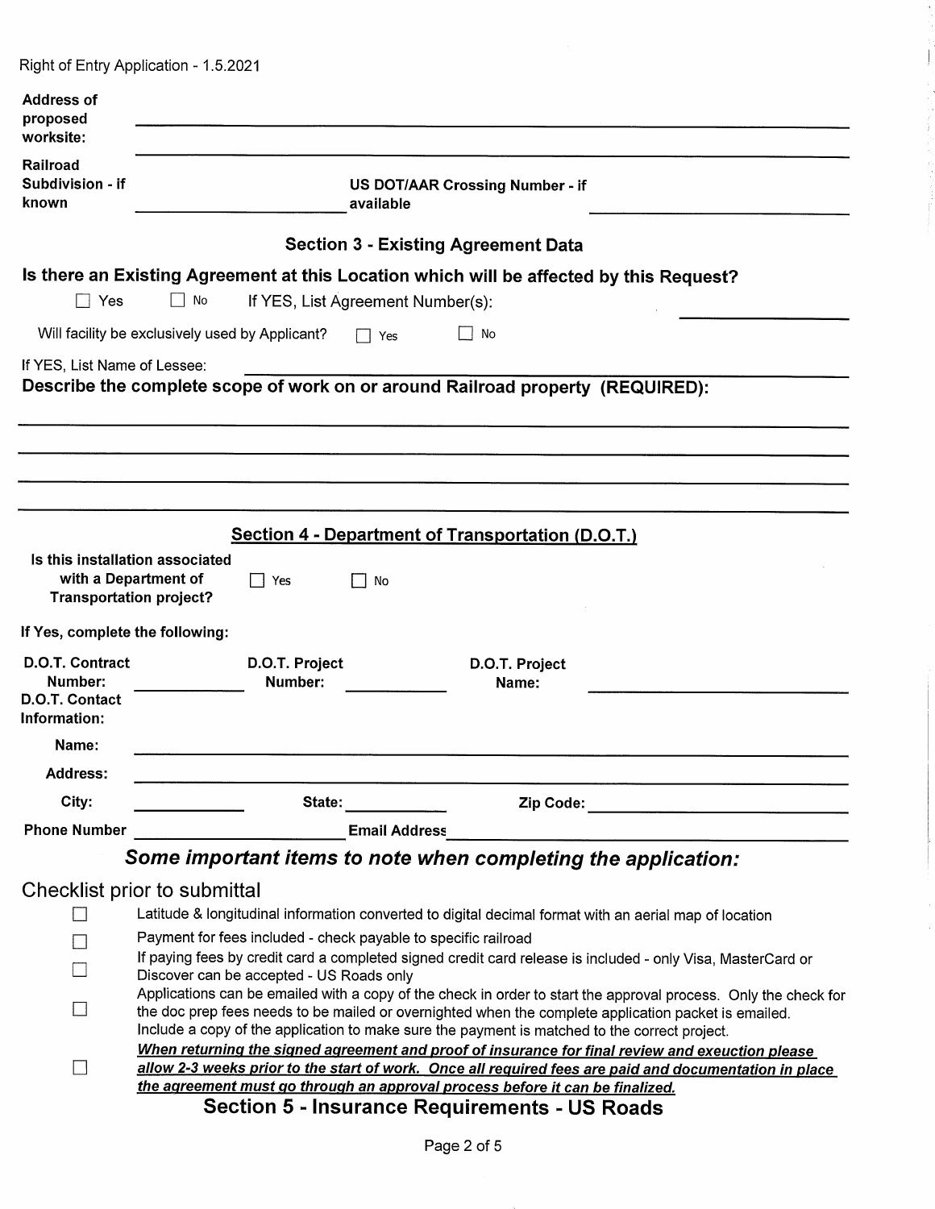Right of Entry Application - 1.5.2021

**Address of proposed worksite:** ______________________________

______________________________

**Railroad Subdivision - if known** ______________ **US DOT/AAR Crossing Number - if available** ______________

## Section 3 - Existing Agreement Data

**Is there an Existing Agreement at this Location which will be affected by this Request?**

☐ Yes ☐ No If YES, List Agreement Number(s): ______________

Will facility be exclusively used by Applicant? ☐ Yes ☐ No

If YES, List Name of Lessee: ______________________________

**Describe the complete scope of work on or around Railroad property (REQUIRED):**

______________________________

______________________________

______________________________

______________________________

## Section 4 - Department of Transportation (D.O.T.)

**Is this installation associated with a Department of Transportation project?** ☐ Yes ☐ No

**If Yes, complete the following:**

**D.O.T. Contract Number:** ______________ **D.O.T. Project Number:** ______________ **D.O.T. Project Name:** ______________

**D.O.T. Contact Information:**

**Name:** ______________________________

**Address:** ______________________________

**City:** ______________ **State:** ______________ **Zip Code:** ______________

**Phone Number** ______________ **Email Address** ______________

### *Some important items to note when completing the application:*

Checklist prior to submittal

- ☐ Latitude & longitudinal information converted to digital decimal format with an aerial map of location
- ☐ Payment for fees included - check payable to specific railroad
- ☐ If paying fees by credit card a completed signed credit card release is included - only Visa, MasterCard or Discover can be accepted - US Roads only
- ☐ Applications can be emailed with a copy of the check in order to start the approval process. Only the check for the doc prep fees needs to be mailed or overnighted when the complete application packet is emailed. Include a copy of the application to make sure the payment is matched to the correct project.
- ☐ ***When returning the signed agreement and proof of insurance for final review and exeuction please allow 2-3 weeks prior to the start of work. Once all required fees are paid and documentation in place the agreement must go through an approval process before it can be finalized.***

## Section 5 - Insurance Requirements - US Roads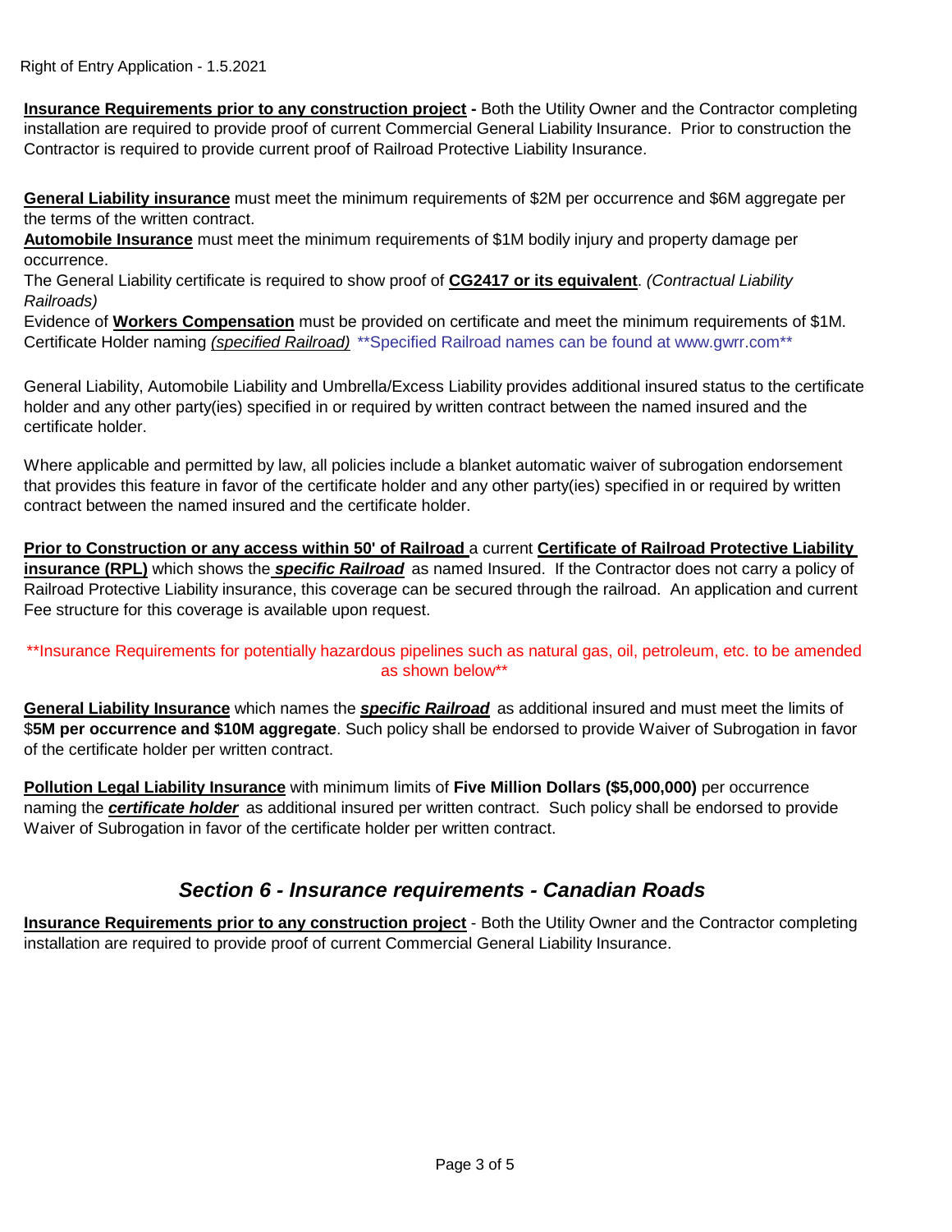**Insurance Requirements prior to any construction project -** Both the Utility Owner and the Contractor completing installation are required to provide proof of current Commercial General Liability Insurance. Prior to construction the Contractor is required to provide current proof of Railroad Protective Liability Insurance.

**General Liability insurance** must meet the minimum requirements of $2M per occurrence and $6M aggregate per the terms of the written contract.
**Automobile Insurance** must meet the minimum requirements of $1M bodily injury and property damage per occurrence.
The General Liability certificate is required to show proof of **CG2417 or its equivalent**. *(Contractual Liability Railroads)*
Evidence of **Workers Compensation** must be provided on certificate and meet the minimum requirements of $1M.
Certificate Holder naming *(specified Railroad)* **Specified Railroad names can be found at www.gwrr.com**

General Liability, Automobile Liability and Umbrella/Excess Liability provides additional insured status to the certificate holder and any other party(ies) specified in or required by written contract between the named insured and the certificate holder.

Where applicable and permitted by law, all policies include a blanket automatic waiver of subrogation endorsement that provides this feature in favor of the certificate holder and any other party(ies) specified in or required by written contract between the named insured and the certificate holder.

**Prior to Construction or any access within 50' of Railroad** a current **Certificate of Railroad Protective Liability insurance (RPL)** which shows the ***specific Railroad*** as named Insured. If the Contractor does not carry a policy of Railroad Protective Liability insurance, this coverage can be secured through the railroad. An application and current Fee structure for this coverage is available upon request.

**Insurance Requirements for potentially hazardous pipelines such as natural gas, oil, petroleum, etc. to be amended as shown below**

**General Liability Insurance** which names the ***specific Railroad*** as additional insured and must meet the limits of $**5M per occurrence and $10M aggregate**. Such policy shall be endorsed to provide Waiver of Subrogation in favor of the certificate holder per written contract.

**Pollution Legal Liability Insurance** with minimum limits of **Five Million Dollars ($5,000,000)** per occurrence naming the ***certificate holder*** as additional insured per written contract. Such policy shall be endorsed to provide Waiver of Subrogation in favor of the certificate holder per written contract.

## *Section 6 - Insurance requirements - Canadian Roads*

**Insurance Requirements prior to any construction project** - Both the Utility Owner and the Contractor completing installation are required to provide proof of current Commercial General Liability Insurance.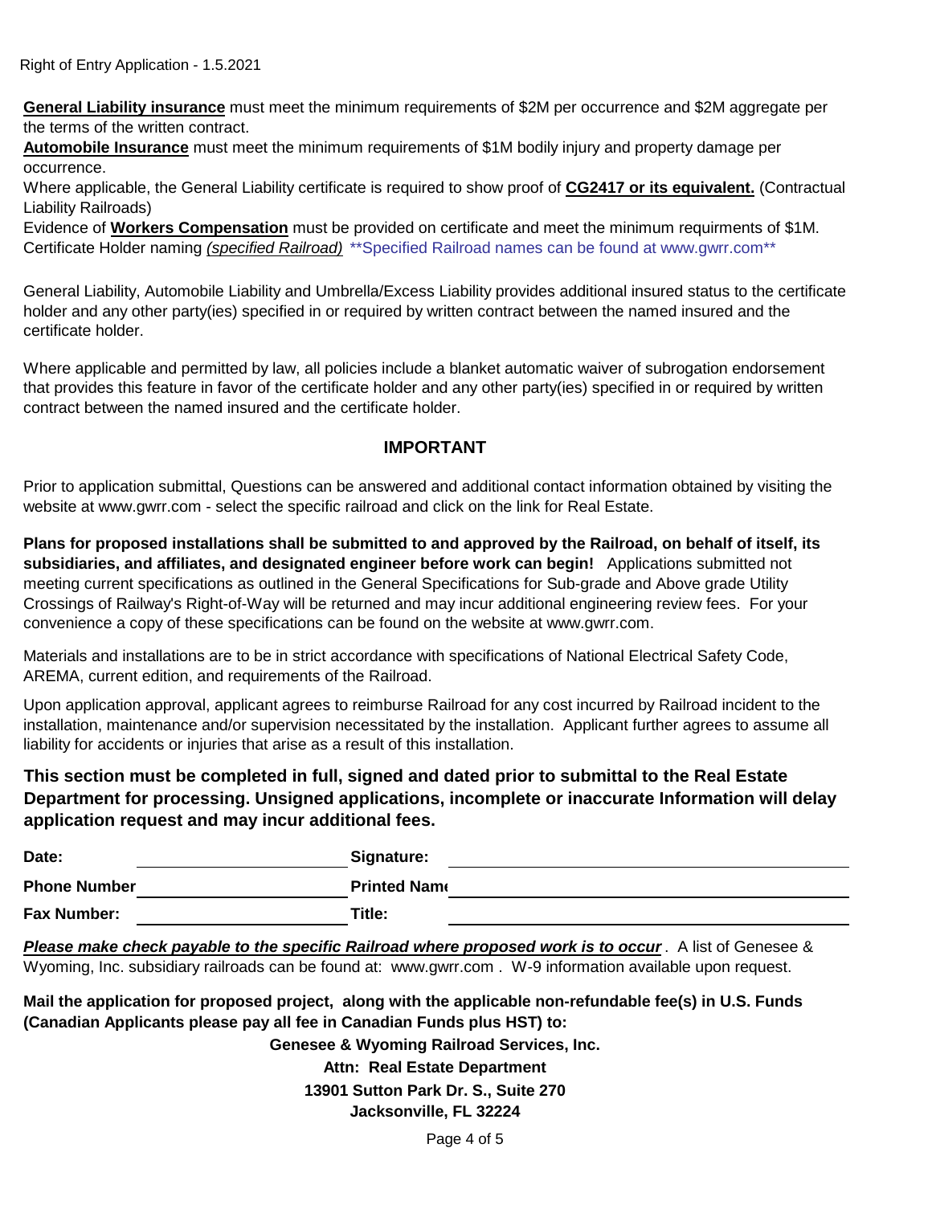**General Liability insurance** must meet the minimum requirements of $2M per occurrence and $2M aggregate per the terms of the written contract.

**Automobile Insurance** must meet the minimum requirements of $1M bodily injury and property damage per occurrence.

Where applicable, the General Liability certificate is required to show proof of **CG2417 or its equivalent.** (Contractual Liability Railroads)

Evidence of **Workers Compensation** must be provided on certificate and meet the minimum requirments of $1M.

Certificate Holder naming *(specified Railroad)* **Specified Railroad names can be found at www.gwrr.com**

General Liability, Automobile Liability and Umbrella/Excess Liability provides additional insured status to the certificate holder and any other party(ies) specified in or required by written contract between the named insured and the certificate holder.

Where applicable and permitted by law, all policies include a blanket automatic waiver of subrogation endorsement that provides this feature in favor of the certificate holder and any other party(ies) specified in or required by written contract between the named insured and the certificate holder.

## IMPORTANT

Prior to application submittal, Questions can be answered and additional contact information obtained by visiting the website at www.gwrr.com - select the specific railroad and click on the link for Real Estate.

**Plans for proposed installations shall be submitted to and approved by the Railroad, on behalf of itself, its subsidiaries, and affiliates, and designated engineer before work can begin!** Applications submitted not meeting current specifications as outlined in the General Specifications for Sub-grade and Above grade Utility Crossings of Railway's Right-of-Way will be returned and may incur additional engineering review fees. For your convenience a copy of these specifications can be found on the website at www.gwrr.com.

Materials and installations are to be in strict accordance with specifications of National Electrical Safety Code, AREMA, current edition, and requirements of the Railroad.

Upon application approval, applicant agrees to reimburse Railroad for any cost incurred by Railroad incident to the installation, maintenance and/or supervision necessitated by the installation. Applicant further agrees to assume all liability for accidents or injuries that arise as a result of this installation.

**This section must be completed in full, signed and dated prior to submittal to the Real Estate Department for processing. Unsigned applications, incomplete or inaccurate Information will delay application request and may incur additional fees.**

**Date:** \_\_\_\_\_\_\_\_\_\_\_\_\_\_\_\_ **Signature:** \_\_\_\_\_\_\_\_\_\_\_\_\_\_\_\_\_\_\_\_\_\_\_\_

**Phone Number** \_\_\_\_\_\_\_\_\_\_\_\_\_\_\_\_ **Printed Name** \_\_\_\_\_\_\_\_\_\_\_\_\_\_\_\_\_\_\_\_\_\_\_\_

**Fax Number:** \_\_\_\_\_\_\_\_\_\_\_\_\_\_\_\_ **Title:** \_\_\_\_\_\_\_\_\_\_\_\_\_\_\_\_\_\_\_\_\_\_\_\_

***Please make check payable to the specific Railroad where proposed work is to occur***. A list of Genesee & Wyoming, Inc. subsidiary railroads can be found at: www.gwrr.com . W-9 information available upon request.

**Mail the application for proposed project, along with the applicable non-refundable fee(s) in U.S. Funds (Canadian Applicants please pay all fee in Canadian Funds plus HST) to:**

**Genesee & Wyoming Railroad Services, Inc.**
**Attn: Real Estate Department**
**13901 Sutton Park Dr. S., Suite 270**
**Jacksonville, FL 32224**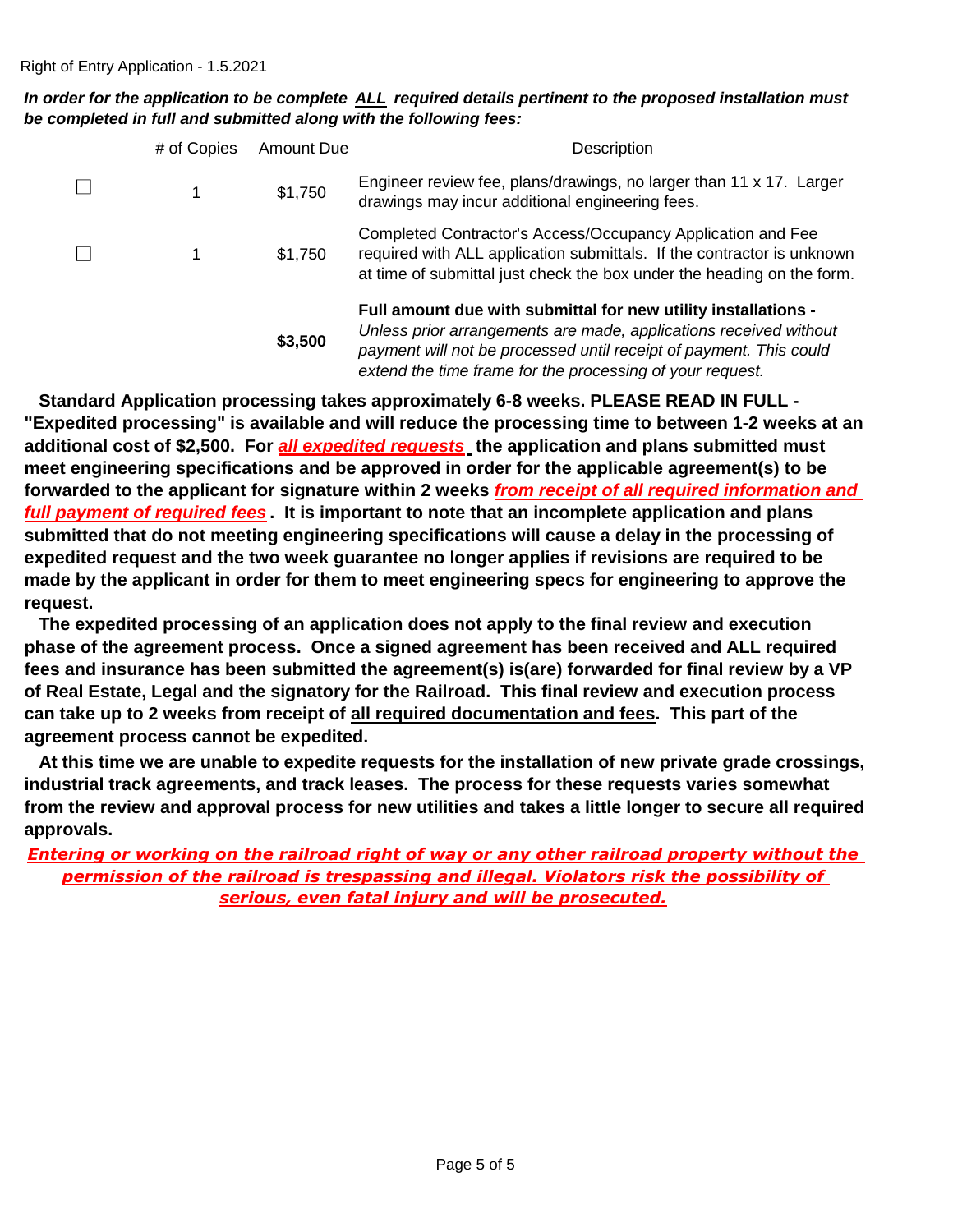Right of Entry Application - 1.5.2021

***In order for the application to be complete ALL required details pertinent to the proposed installation must be completed in full and submitted along with the following fees:***

| | # of Copies | Amount Due | Description |
|---|---|---|---|
| ☐ | 1 | $1,750 | Engineer review fee, plans/drawings, no larger than 11 x 17. Larger drawings may incur additional engineering fees. |
| ☐ | 1 | $1,750 | Completed Contractor's Access/Occupancy Application and Fee required with ALL application submittals. If the contractor is unknown at time of submittal just check the box under the heading on the form. |
| | | **$3,500** | **Full amount due with submittal for new utility installations -** *Unless prior arrangements are made, applications received without payment will not be processed until receipt of payment. This could extend the time frame for the processing of your request.* |

**Standard Application processing takes approximately 6-8 weeks. PLEASE READ IN FULL - "Expedited processing" is available and will reduce the processing time to between 1-2 weeks at an additional cost of $2,500. For *all expedited requests* the application and plans submitted must meet engineering specifications and be approved in order for the applicable agreement(s) to be forwarded to the applicant for signature within 2 weeks *from receipt of all required information and full payment of required fees*. It is important to note that an incomplete application and plans submitted that do not meeting engineering specifications will cause a delay in the processing of expedited request and the two week guarantee no longer applies if revisions are required to be made by the applicant in order for them to meet engineering specs for engineering to approve the request.**

**The expedited processing of an application does not apply to the final review and execution phase of the agreement process. Once a signed agreement has been received and ALL required fees and insurance has been submitted the agreement(s) is(are) forwarded for final review by a VP of Real Estate, Legal and the signatory for the Railroad. This final review and execution process can take up to 2 weeks from receipt of all required documentation and fees. This part of the agreement process cannot be expedited.**

**At this time we are unable to expedite requests for the installation of new private grade crossings, industrial track agreements, and track leases. The process for these requests varies somewhat from the review and approval process for new utilities and takes a little longer to secure all required approvals.**

***Entering or working on the railroad right of way or any other railroad property without the permission of the railroad is trespassing and illegal. Violators risk the possibility of serious, even fatal injury and will be prosecuted.***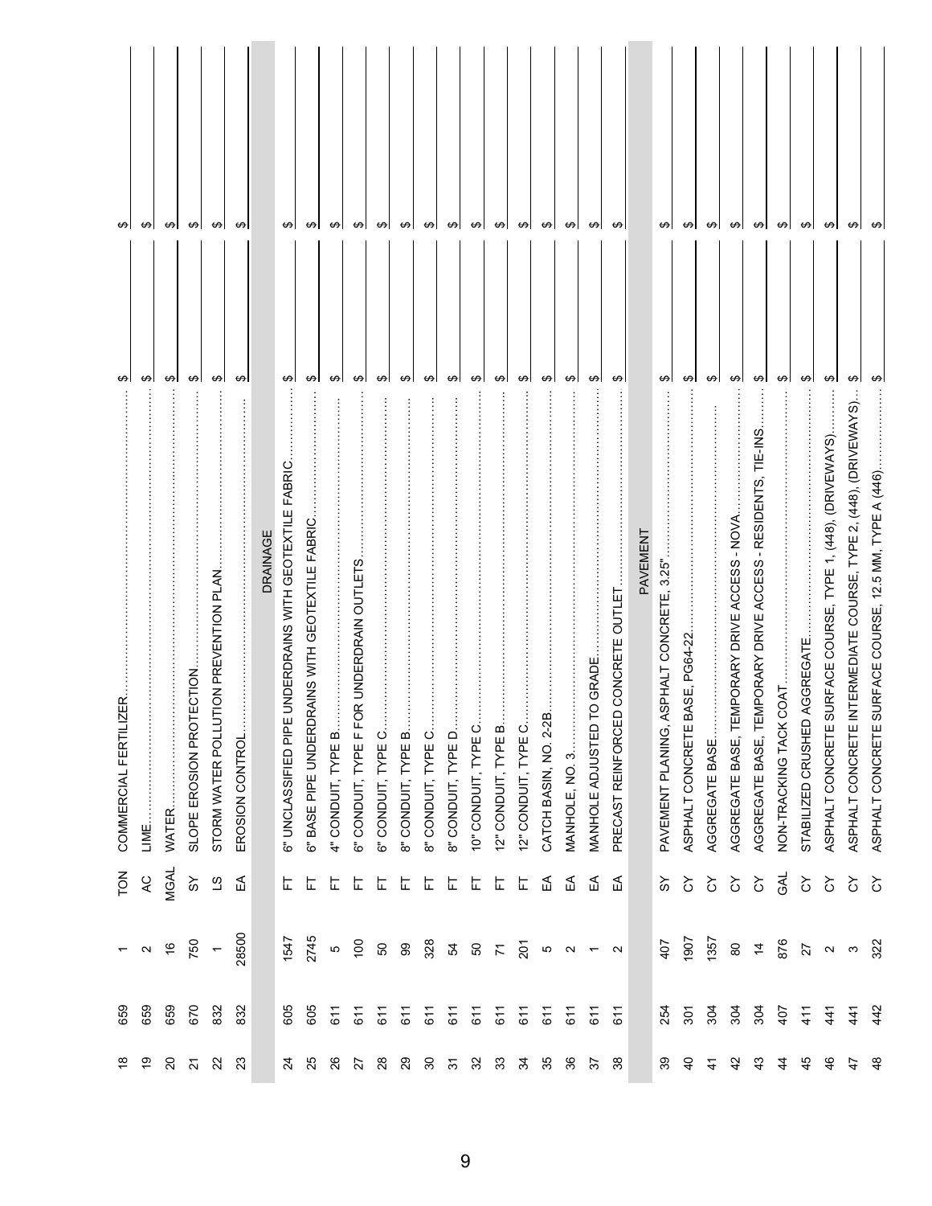| | | | | | | |
|---|---|---|---|---|---|---|
| 18 | 659 | 1 | TON | COMMERCIAL FERTILIZER | $ | $ |
| 19 | 659 | 2 | AC | LIME | $ | $ |
| 20 | 659 | 16 | MGAL | WATER | $ | $ |
| 21 | 670 | 750 | SY | SLOPE EROSION PROTECTION | $ | $ |
| 22 | 832 | 1 | LS | STORM WATER POLLUTION PREVENTION PLAN | $ | $ |
| 23 | 832 | 28500 | EA | EROSION CONTROL | $ | $ |
| | | | | DRAINAGE | | |
| 24 | 605 | 1547 | FT | 6" UNCLASSIFIED PIPE UNDERDRAINS WITH GEOTEXTILE FABRIC | $ | $ |
| 25 | 605 | 2745 | FT | 6" BASE PIPE UNDERDRAINS WITH GEOTEXTILE FABRIC | $ | $ |
| 26 | 611 | 5 | FT | 4" CONDUIT, TYPE B | $ | $ |
| 27 | 611 | 100 | FT | 6" CONDUIT, TYPE F FOR UNDERDRAIN OUTLETS | $ | $ |
| 28 | 611 | 50 | FT | 6" CONDUIT, TYPE C | $ | $ |
| 29 | 611 | 99 | FT | 8" CONDUIT, TYPE B | $ | $ |
| 30 | 611 | 328 | FT | 8" CONDUIT, TYPE C | $ | $ |
| 31 | 611 | 54 | FT | 8" CONDUIT, TYPE D | $ | $ |
| 32 | 611 | 50 | FT | 10" CONDUIT, TYPE C | $ | $ |
| 33 | 611 | 71 | FT | 12" CONDUIT, TYPE B | $ | $ |
| 34 | 611 | 201 | FT | 12" CONDUIT, TYPE C | $ | $ |
| 35 | 611 | 5 | EA | CATCH BASIN, NO. 2-2B | $ | $ |
| 36 | 611 | 2 | EA | MANHOLE, NO. 3 | $ | $ |
| 37 | 611 | 1 | EA | MANHOLE ADJUSTED TO GRADE | $ | $ |
| 38 | 611 | 2 | EA | PRECAST REINFORCED CONCRETE OUTLET | $ | $ |
| | | | | PAVEMENT | | |
| 39 | 254 | 407 | SY | PAVEMENT PLANING, ASPHALT CONCRETE, 3.25" | $ | $ |
| 40 | 301 | 1907 | CY | ASPHALT CONCRETE BASE, PG64-22 | $ | $ |
| 41 | 304 | 1357 | CY | AGGREGATE BASE | $ | $ |
| 42 | 304 | 80 | CY | AGGREGATE BASE, TEMPORARY DRIVE ACCESS - NOVA | $ | $ |
| 43 | 304 | 14 | CY | AGGREGATE BASE, TEMPORARY DRIVE ACCESS - RESIDENTS, TIE-INS | $ | $ |
| 44 | 407 | 876 | GAL | NON-TRACKING TACK COAT | $ | $ |
| 45 | 411 | 27 | CY | STABILIZED CRUSHED AGGREGATE | $ | $ |
| 46 | 441 | 2 | CY | ASPHALT CONCRETE SURFACE COURSE, TYPE 1, (448), (DRIVEWAYS) | $ | $ |
| 47 | 441 | 3 | CY | ASPHALT CONCRETE INTERMEDIATE COURSE, TYPE 2, (448), (DRIVEWAYS) | $ | $ |
| 48 | 442 | 322 | CY | ASPHALT CONCRETE SURFACE COURSE, 12.5 MM, TYPE A (446) | $ | $ |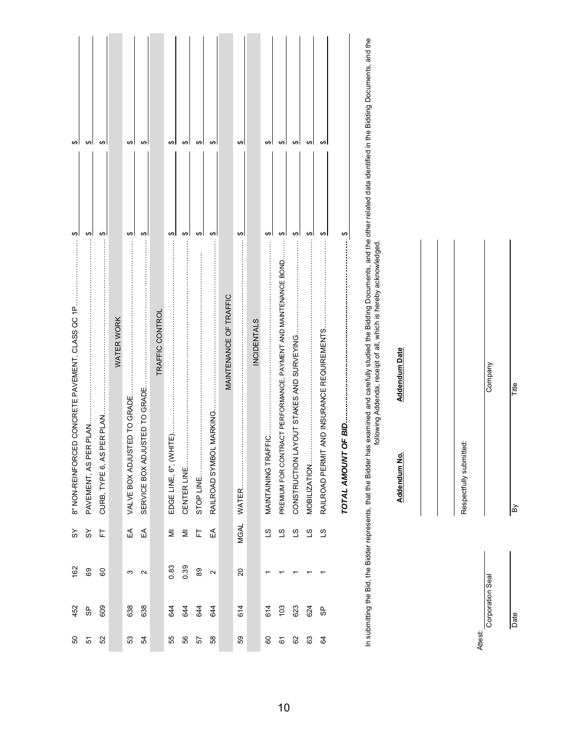| | | | | | | |
|---|---|---|---|---|---|---|
| 50 | 452 | 162 | SY | 8" NON-REINFORCED CONCRETE PAVEMENT, CLASS QC 1P | $ | $ |
| 51 | SP | 69 | SY | PAVEMENT, AS PER PLAN | $ | $ |
| 52 | 609 | 60 | FT | CURB, TYPE 6, AS PER PLAN | $ | $ |
| | | | | WATER WORK | | |
| 53 | 638 | 3 | EA | VALVE BOX ADJUSTED TO GRADE | $ | $ |
| 54 | 638 | 2 | EA | SERVICE BOX ADJUSTED TO GRADE | $ | $ |
| | | | | TRAFFIC CONTROL | | |
| 55 | 644 | 0.83 | MI | EDGE LINE, 6", (WHITE) | $ | $ |
| 56 | 644 | 0.39 | MI | CENTER LINE | $ | $ |
| 57 | 644 | 89 | FT | STOP LINE | $ | $ |
| 58 | 644 | 2 | EA | RAILROAD SYMBOL MARKING | $ | $ |
| | | | | MAINTENANCE OF TRAFFIC | | |
| 59 | 614 | 20 | MGAL | WATER | $ | $ |
| | | | | INCIDENTALS | | |
| 60 | 614 | 1 | LS | MAINTAINING TRAFFIC | $ | $ |
| 61 | 103 | 1 | LS | PREMIUM FOR CONTRACT PERFORMANCE, PAYMENT AND MAINTENANCE BOND | $ | $ |
| 62 | 623 | 1 | LS | CONSTRUCTION LAYOUT STAKES AND SURVEYING | $ | $ |
| 63 | 624 | 1 | LS | MOBILIZATION | $ | $ |
| 64 | SP | 1 | LS | RAILROAD PERMIT AND INSURANCE REQUIREMENTS | $ | $ |
| | | | | ***TOTAL AMOUNT OF BID*** | $ | |

In submitting the Bid, the Bidder represents, that the Bidder has examined and carefully studied the Bidding Documents, and the other related data identified in the Bidding Documents, and the following Addenda, receipt of all, which is hereby acknowledged.

| **Addendum No.** | **Addendum Date** |
|---|---|
| | |
| | |
| | |

Respectfully submitted:

Attest:

_______________________ Corporation Seal

_______________________ Company

_______________________ Date

_______________________ By

_______________________ Title